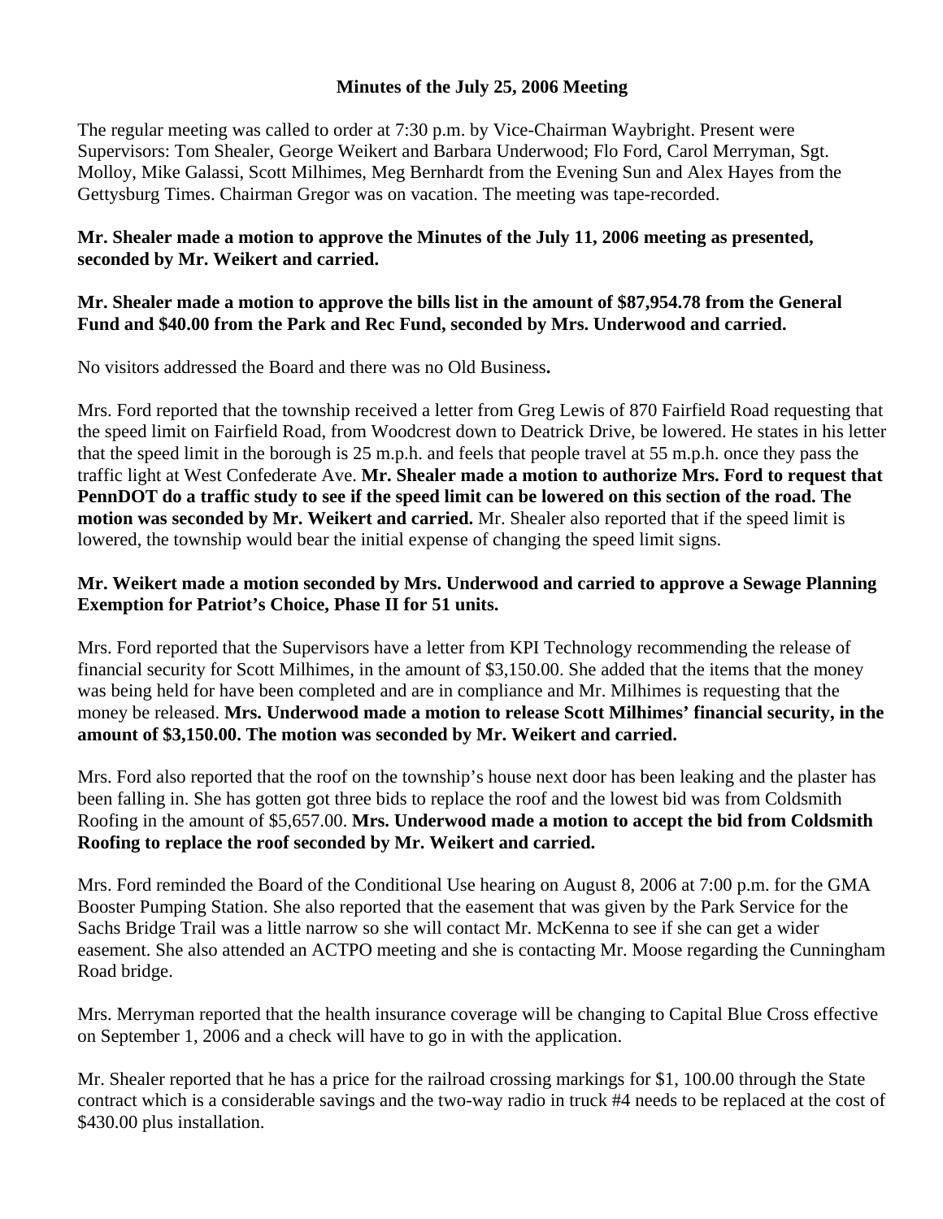**Minutes of the July 25, 2006 Meeting**

The regular meeting was called to order at 7:30 p.m. by Vice-Chairman Waybright. Present were Supervisors: Tom Shealer, George Weikert and Barbara Underwood; Flo Ford, Carol Merryman, Sgt. Molloy, Mike Galassi, Scott Milhimes, Meg Bernhardt from the Evening Sun and Alex Hayes from the Gettysburg Times. Chairman Gregor was on vacation. The meeting was tape-recorded.

**Mr. Shealer made a motion to approve the Minutes of the July 11, 2006 meeting as presented, seconded by Mr. Weikert and carried.**

**Mr. Shealer made a motion to approve the bills list in the amount of $87,954.78 from the General Fund and $40.00 from the Park and Rec Fund, seconded by Mrs. Underwood and carried.**

No visitors addressed the Board and there was no Old Business**.**

Mrs. Ford reported that the township received a letter from Greg Lewis of 870 Fairfield Road requesting that the speed limit on Fairfield Road, from Woodcrest down to Deatrick Drive, be lowered. He states in his letter that the speed limit in the borough is 25 m.p.h. and feels that people travel at 55 m.p.h. once they pass the traffic light at West Confederate Ave. **Mr. Shealer made a motion to authorize Mrs. Ford to request that PennDOT do a traffic study to see if the speed limit can be lowered on this section of the road. The motion was seconded by Mr. Weikert and carried.** Mr. Shealer also reported that if the speed limit is lowered, the township would bear the initial expense of changing the speed limit signs.

**Mr. Weikert made a motion seconded by Mrs. Underwood and carried to approve a Sewage Planning Exemption for Patriot's Choice, Phase II for 51 units.**

Mrs. Ford reported that the Supervisors have a letter from KPI Technology recommending the release of financial security for Scott Milhimes, in the amount of $3,150.00. She added that the items that the money was being held for have been completed and are in compliance and Mr. Milhimes is requesting that the money be released. **Mrs. Underwood made a motion to release Scott Milhimes' financial security, in the amount of $3,150.00. The motion was seconded by Mr. Weikert and carried.**

Mrs. Ford also reported that the roof on the township's house next door has been leaking and the plaster has been falling in. She has gotten got three bids to replace the roof and the lowest bid was from Coldsmith Roofing in the amount of $5,657.00. **Mrs. Underwood made a motion to accept the bid from Coldsmith Roofing to replace the roof seconded by Mr. Weikert and carried.**

Mrs. Ford reminded the Board of the Conditional Use hearing on August 8, 2006 at 7:00 p.m. for the GMA Booster Pumping Station. She also reported that the easement that was given by the Park Service for the Sachs Bridge Trail was a little narrow so she will contact Mr. McKenna to see if she can get a wider easement. She also attended an ACTPO meeting and she is contacting Mr. Moose regarding the Cunningham Road bridge.

Mrs. Merryman reported that the health insurance coverage will be changing to Capital Blue Cross effective on September 1, 2006 and a check will have to go in with the application.

Mr. Shealer reported that he has a price for the railroad crossing markings for $1, 100.00 through the State contract which is a considerable savings and the two-way radio in truck #4 needs to be replaced at the cost of $430.00 plus installation.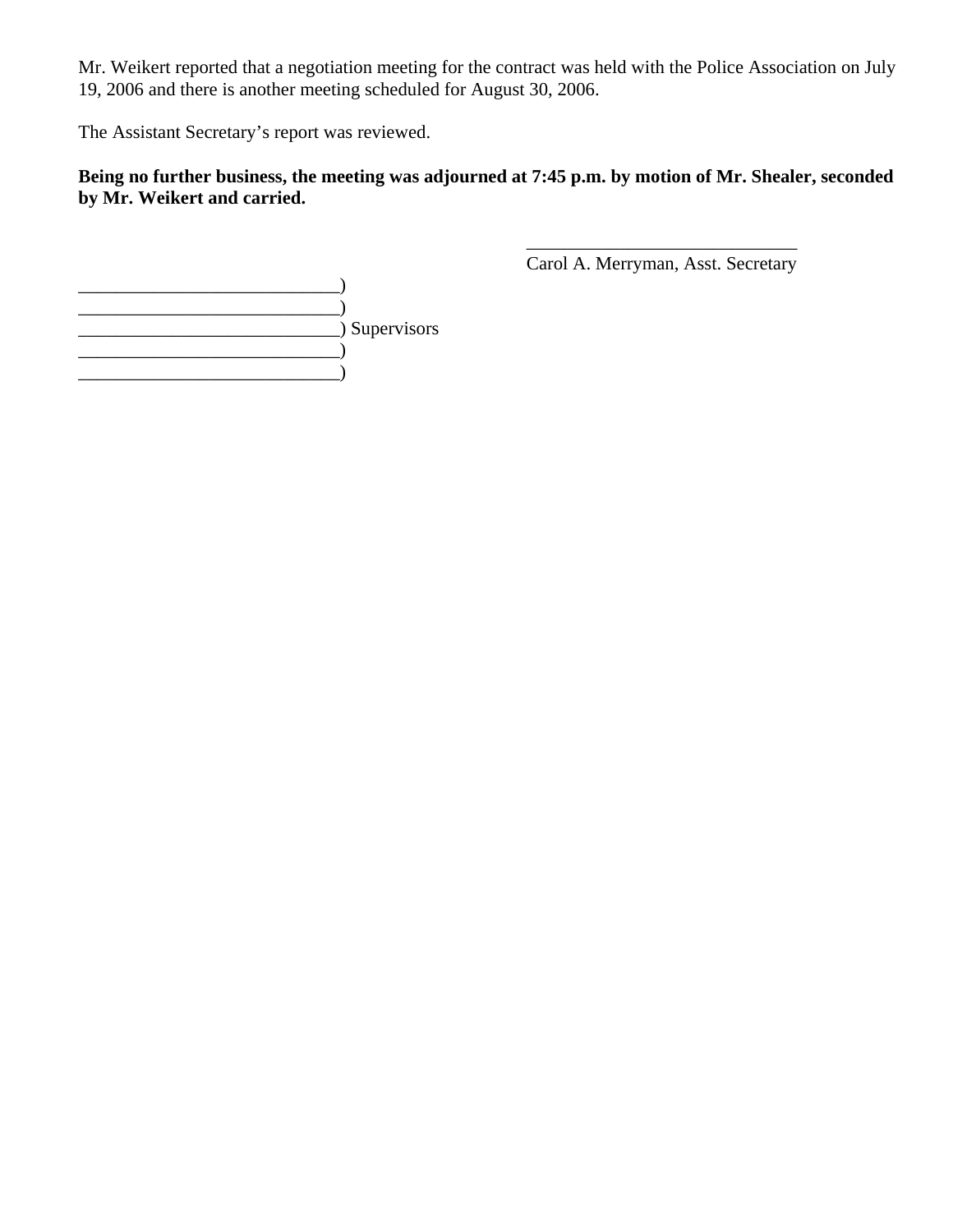Mr. Weikert reported that a negotiation meeting for the contract was held with the Police Association on July 19, 2006 and there is another meeting scheduled for August 30, 2006.

The Assistant Secretary's report was reviewed.

**Being no further business, the meeting was adjourned at 7:45 p.m. by motion of Mr. Shealer, seconded by Mr. Weikert and carried.**

\_\_\_\_\_\_\_\_\_\_\_\_\_\_\_\_\_\_\_\_\_\_\_\_\_\_\_\_\_\_
Carol A. Merryman, Asst. Secretary

\_\_\_\_\_\_\_\_\_\_\_\_\_\_\_\_\_\_\_\_\_\_\_\_\_\_\_\_\_\_)
\_\_\_\_\_\_\_\_\_\_\_\_\_\_\_\_\_\_\_\_\_\_\_\_\_\_\_\_\_\_)
\_\_\_\_\_\_\_\_\_\_\_\_\_\_\_\_\_\_\_\_\_\_\_\_\_\_\_\_\_\_) Supervisors
\_\_\_\_\_\_\_\_\_\_\_\_\_\_\_\_\_\_\_\_\_\_\_\_\_\_\_\_\_\_)
\_\_\_\_\_\_\_\_\_\_\_\_\_\_\_\_\_\_\_\_\_\_\_\_\_\_\_\_\_\_)